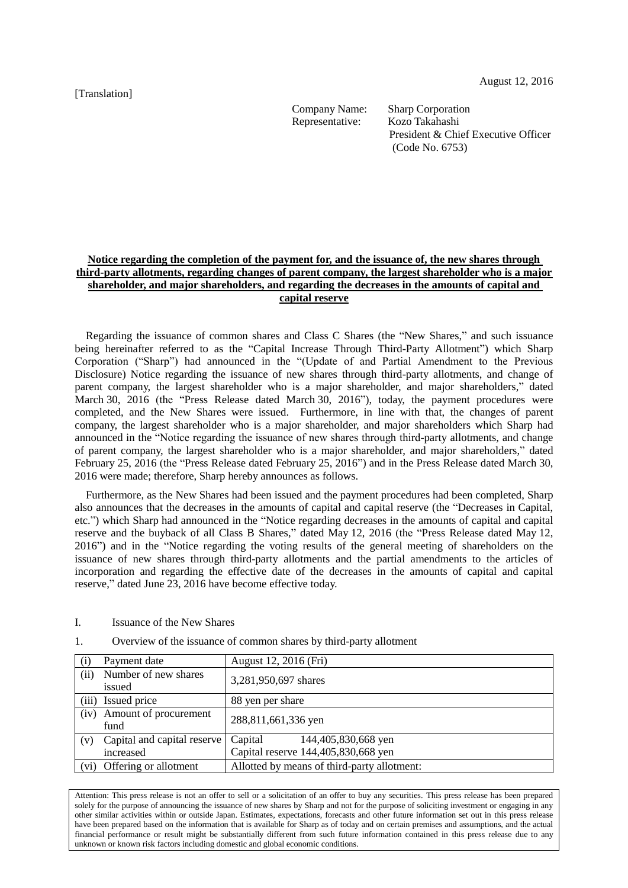August 12, 2016

[Translation]

Company Name: Sharp Corporation
Representative: Kozo Takahashi
President & Chief Executive Officer
(Code No. 6753)

**Notice regarding the completion of the payment for, and the issuance of, the new shares through third-party allotments, regarding changes of parent company, the largest shareholder who is a major shareholder, and major shareholders, and regarding the decreases in the amounts of capital and capital reserve**

Regarding the issuance of common shares and Class C Shares (the "New Shares," and such issuance being hereinafter referred to as the "Capital Increase Through Third-Party Allotment") which Sharp Corporation ("Sharp") had announced in the "(Update of and Partial Amendment to the Previous Disclosure) Notice regarding the issuance of new shares through third-party allotments, and change of parent company, the largest shareholder who is a major shareholder, and major shareholders," dated March 30, 2016 (the "Press Release dated March 30, 2016"), today, the payment procedures were completed, and the New Shares were issued. Furthermore, in line with that, the changes of parent company, the largest shareholder who is a major shareholder, and major shareholders which Sharp had announced in the "Notice regarding the issuance of new shares through third-party allotments, and change of parent company, the largest shareholder who is a major shareholder, and major shareholders," dated February 25, 2016 (the "Press Release dated February 25, 2016") and in the Press Release dated March 30, 2016 were made; therefore, Sharp hereby announces as follows.

Furthermore, as the New Shares had been issued and the payment procedures had been completed, Sharp also announces that the decreases in the amounts of capital and capital reserve (the "Decreases in Capital, etc.") which Sharp had announced in the "Notice regarding decreases in the amounts of capital and capital reserve and the buyback of all Class B Shares," dated May 12, 2016 (the "Press Release dated May 12, 2016") and in the "Notice regarding the voting results of the general meeting of shareholders on the issuance of new shares through third-party allotments and the partial amendments to the articles of incorporation and regarding the effective date of the decreases in the amounts of capital and capital reserve," dated June 23, 2016 have become effective today.

I. Issuance of the New Shares

1. Overview of the issuance of common shares by third-party allotment

| | |
|---|---|
| (i) Payment date | August 12, 2016 (Fri) |
| (ii) Number of new shares issued | 3,281,950,697 shares |
| (iii) Issued price | 88 yen per share |
| (iv) Amount of procurement fund | 288,811,661,336 yen |
| (v) Capital and capital reserve increased | Capital 144,405,830,668 yen<br>Capital reserve 144,405,830,668 yen |
| (vi) Offering or allotment | Allotted by means of third-party allotment: |

Attention: This press release is not an offer to sell or a solicitation of an offer to buy any securities. This press release has been prepared solely for the purpose of announcing the issuance of new shares by Sharp and not for the purpose of soliciting investment or engaging in any other similar activities within or outside Japan. Estimates, expectations, forecasts and other future information set out in this press release have been prepared based on the information that is available for Sharp as of today and on certain premises and assumptions, and the actual financial performance or result might be substantially different from such future information contained in this press release due to any unknown or known risk factors including domestic and global economic conditions.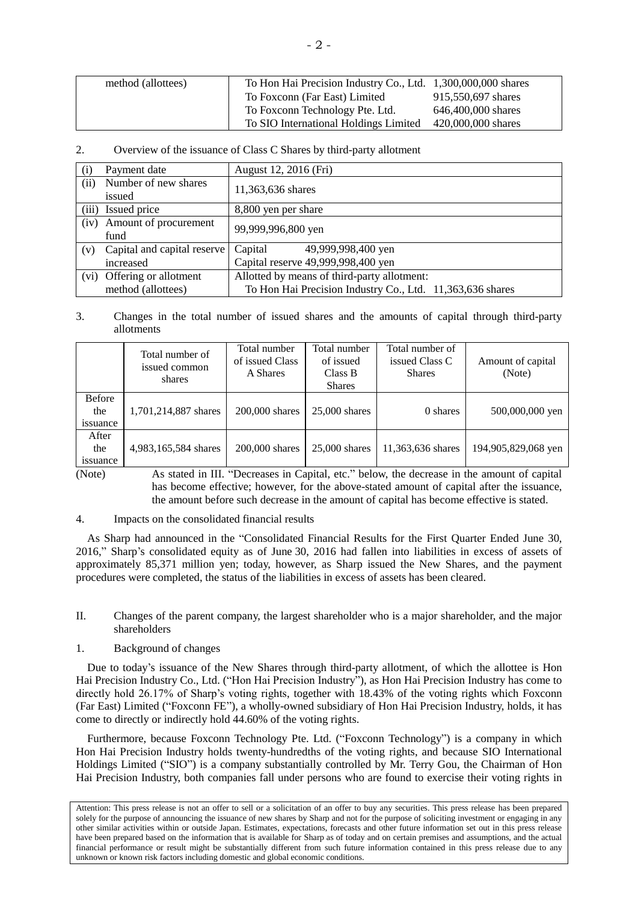| method (allottees) | To Hon Hai Precision Industry Co., Ltd. 1,300,000,000 shares<br>To Foxconn (Far East) Limited 915,550,697 shares<br>To Foxconn Technology Pte. Ltd. 646,400,000 shares<br>To SIO International Holdings Limited 420,000,000 shares |
|---|---|

2. Overview of the issuance of Class C Shares by third-party allotment

| | |
|---|---|
| (i) Payment date | August 12, 2016 (Fri) |
| (ii) Number of new shares issued | 11,363,636 shares |
| (iii) Issued price | 8,800 yen per share |
| (iv) Amount of procurement fund | 99,999,996,800 yen |
| (v) Capital and capital reserve increased | Capital 49,999,998,400 yen<br>Capital reserve 49,999,998,400 yen |
| (vi) Offering or allotment method (allottees) | Allotted by means of third-party allotment:<br>To Hon Hai Precision Industry Co., Ltd. 11,363,636 shares |

3. Changes in the total number of issued shares and the amounts of capital through third-party allotments

| | Total number of issued common shares | Total number of issued Class A Shares | Total number of issued Class B Shares | Total number of issued Class C Shares | Amount of capital (Note) |
|---|---|---|---|---|---|
| Before the issuance | 1,701,214,887 shares | 200,000 shares | 25,000 shares | 0 shares | 500,000,000 yen |
| After the issuance | 4,983,165,584 shares | 200,000 shares | 25,000 shares | 11,363,636 shares | 194,905,829,068 yen |

(Note) As stated in III. "Decreases in Capital, etc." below, the decrease in the amount of capital has become effective; however, for the above-stated amount of capital after the issuance, the amount before such decrease in the amount of capital has become effective is stated.

4. Impacts on the consolidated financial results

As Sharp had announced in the "Consolidated Financial Results for the First Quarter Ended June 30, 2016," Sharp's consolidated equity as of June 30, 2016 had fallen into liabilities in excess of assets of approximately 85,371 million yen; today, however, as Sharp issued the New Shares, and the payment procedures were completed, the status of the liabilities in excess of assets has been cleared.

II. Changes of the parent company, the largest shareholder who is a major shareholder, and the major shareholders

1. Background of changes

Due to today's issuance of the New Shares through third-party allotment, of which the allottee is Hon Hai Precision Industry Co., Ltd. ("Hon Hai Precision Industry"), as Hon Hai Precision Industry has come to directly hold 26.17% of Sharp's voting rights, together with 18.43% of the voting rights which Foxconn (Far East) Limited ("Foxconn FE"), a wholly-owned subsidiary of Hon Hai Precision Industry, holds, it has come to directly or indirectly hold 44.60% of the voting rights.

Furthermore, because Foxconn Technology Pte. Ltd. ("Foxconn Technology") is a company in which Hon Hai Precision Industry holds twenty-hundredths of the voting rights, and because SIO International Holdings Limited ("SIO") is a company substantially controlled by Mr. Terry Gou, the Chairman of Hon Hai Precision Industry, both companies fall under persons who are found to exercise their voting rights in

Attention: This press release is not an offer to sell or a solicitation of an offer to buy any securities. This press release has been prepared solely for the purpose of announcing the issuance of new shares by Sharp and not for the purpose of soliciting investment or engaging in any other similar activities within or outside Japan. Estimates, expectations, forecasts and other future information set out in this press release have been prepared based on the information that is available for Sharp as of today and on certain premises and assumptions, and the actual financial performance or result might be substantially different from such future information contained in this press release due to any unknown or known risk factors including domestic and global economic conditions.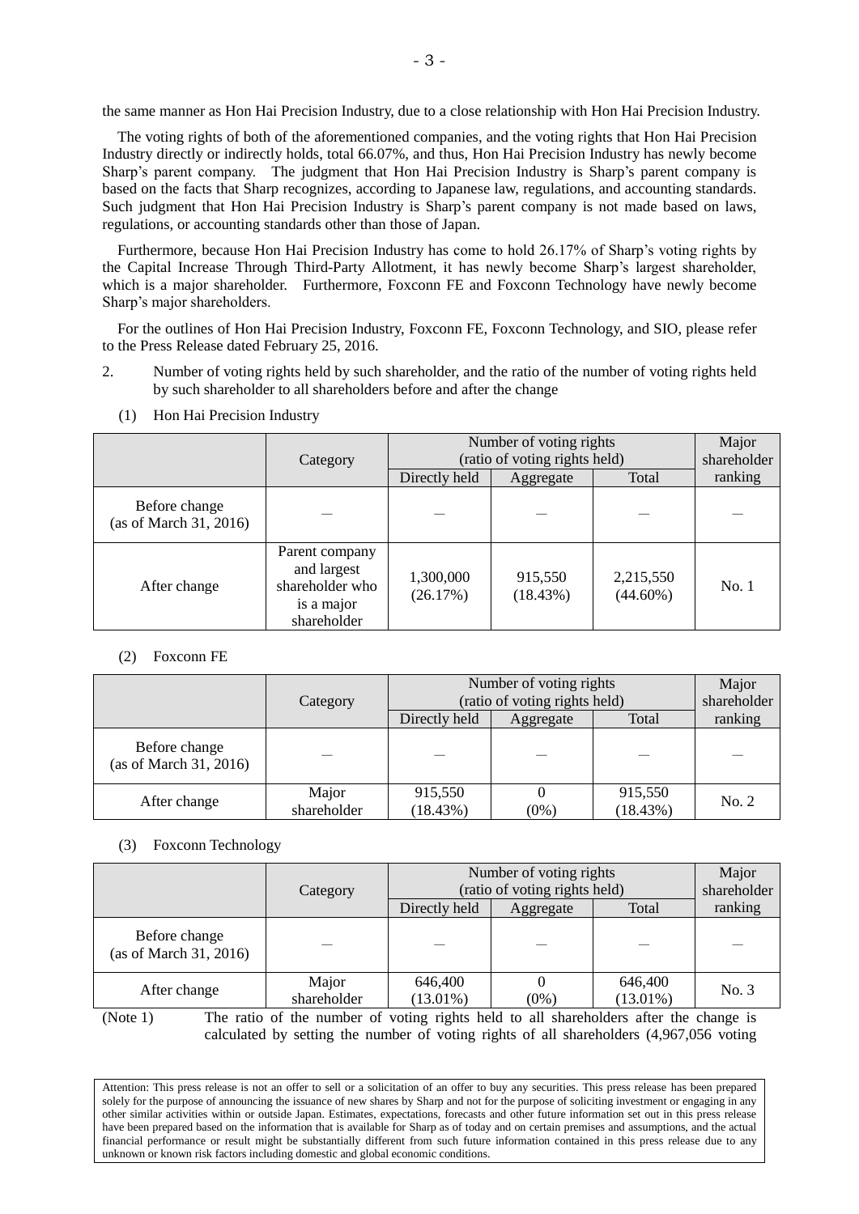the same manner as Hon Hai Precision Industry, due to a close relationship with Hon Hai Precision Industry.

The voting rights of both of the aforementioned companies, and the voting rights that Hon Hai Precision Industry directly or indirectly holds, total 66.07%, and thus, Hon Hai Precision Industry has newly become Sharp's parent company. The judgment that Hon Hai Precision Industry is Sharp's parent company is based on the facts that Sharp recognizes, according to Japanese law, regulations, and accounting standards. Such judgment that Hon Hai Precision Industry is Sharp's parent company is not made based on laws, regulations, or accounting standards other than those of Japan.

Furthermore, because Hon Hai Precision Industry has come to hold 26.17% of Sharp's voting rights by the Capital Increase Through Third-Party Allotment, it has newly become Sharp's largest shareholder, which is a major shareholder. Furthermore, Foxconn FE and Foxconn Technology have newly become Sharp's major shareholders.

For the outlines of Hon Hai Precision Industry, Foxconn FE, Foxconn Technology, and SIO, please refer to the Press Release dated February 25, 2016.

2. Number of voting rights held by such shareholder, and the ratio of the number of voting rights held by such shareholder to all shareholders before and after the change

(1) Hon Hai Precision Industry

| | Category | Number of voting rights (ratio of voting rights held) | | | Major shareholder ranking |
|---|---|---|---|---|---|
| | | Directly held | Aggregate | Total | |
| Before change (as of March 31, 2016) | — | — | — | — | — |
| After change | Parent company and largest shareholder who is a major shareholder | 1,300,000 (26.17%) | 915,550 (18.43%) | 2,215,550 (44.60%) | No. 1 |

(2) Foxconn FE

| | Category | Number of voting rights (ratio of voting rights held) | | | Major shareholder ranking |
|---|---|---|---|---|---|
| | | Directly held | Aggregate | Total | |
| Before change (as of March 31, 2016) | — | — | — | — | — |
| After change | Major shareholder | 915,550 (18.43%) | 0 (0%) | 915,550 (18.43%) | No. 2 |

(3) Foxconn Technology

| | Category | Number of voting rights (ratio of voting rights held) | | | Major shareholder ranking |
|---|---|---|---|---|---|
| | | Directly held | Aggregate | Total | |
| Before change (as of March 31, 2016) | — | — | — | — | — |
| After change | Major shareholder | 646,400 (13.01%) | 0 (0%) | 646,400 (13.01%) | No. 3 |

(Note 1) The ratio of the number of voting rights held to all shareholders after the change is calculated by setting the number of voting rights of all shareholders (4,967,056 voting

Attention: This press release is not an offer to sell or a solicitation of an offer to buy any securities. This press release has been prepared solely for the purpose of announcing the issuance of new shares by Sharp and not for the purpose of soliciting investment or engaging in any other similar activities within or outside Japan. Estimates, expectations, forecasts and other future information set out in this press release have been prepared based on the information that is available for Sharp as of today and on certain premises and assumptions, and the actual financial performance or result might be substantially different from such future information contained in this press release due to any unknown or known risk factors including domestic and global economic conditions.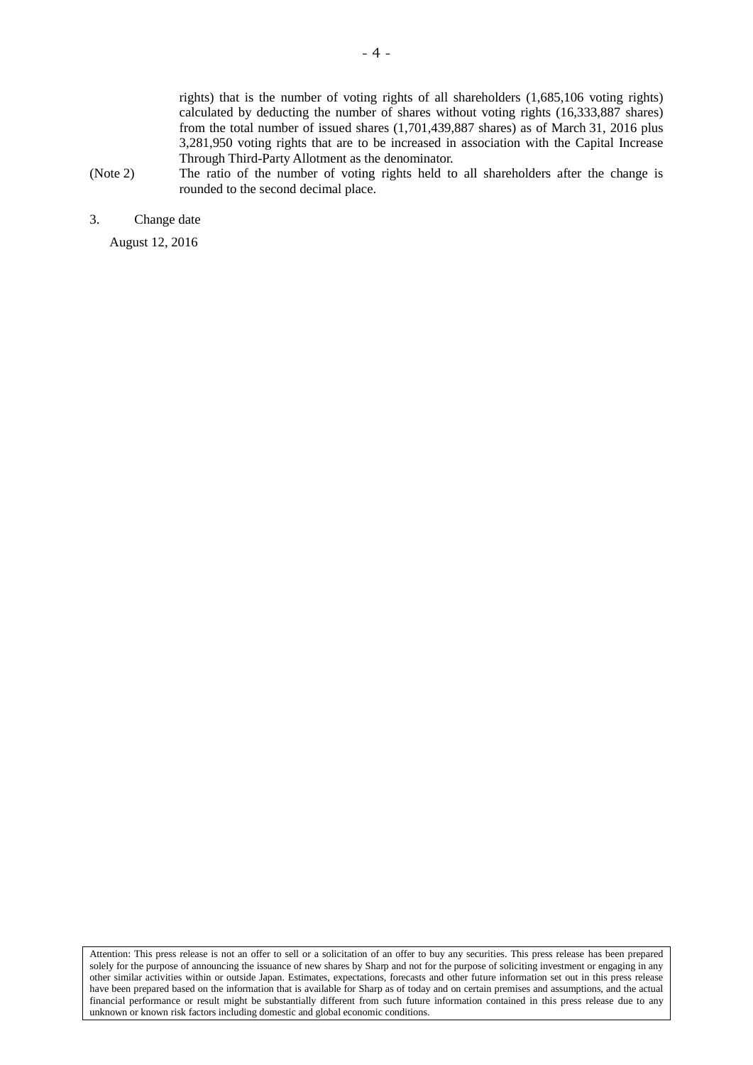rights) that is the number of voting rights of all shareholders (1,685,106 voting rights) calculated by deducting the number of shares without voting rights (16,333,887 shares) from the total number of issued shares (1,701,439,887 shares) as of March 31, 2016 plus 3,281,950 voting rights that are to be increased in association with the Capital Increase Through Third-Party Allotment as the denominator.

(Note 2) The ratio of the number of voting rights held to all shareholders after the change is rounded to the second decimal place.

3. Change date

August 12, 2016

Attention: This press release is not an offer to sell or a solicitation of an offer to buy any securities. This press release has been prepared solely for the purpose of announcing the issuance of new shares by Sharp and not for the purpose of soliciting investment or engaging in any other similar activities within or outside Japan. Estimates, expectations, forecasts and other future information set out in this press release have been prepared based on the information that is available for Sharp as of today and on certain premises and assumptions, and the actual financial performance or result might be substantially different from such future information contained in this press release due to any unknown or known risk factors including domestic and global economic conditions.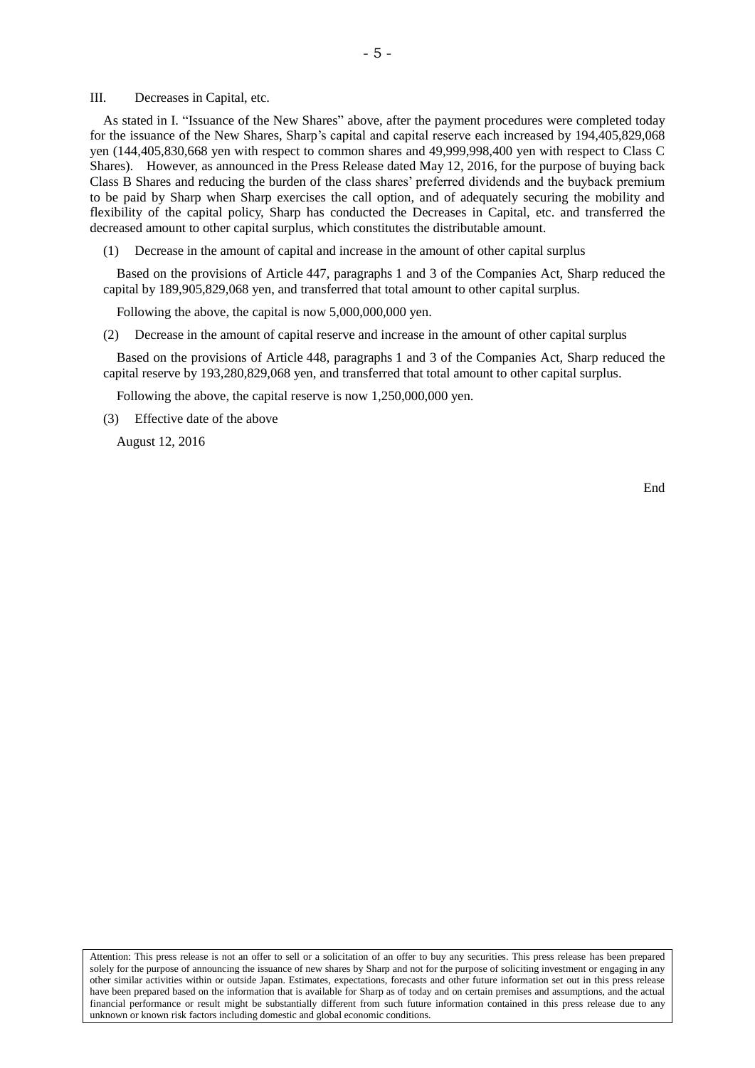## III. Decreases in Capital, etc.

As stated in I. "Issuance of the New Shares" above, after the payment procedures were completed today for the issuance of the New Shares, Sharp's capital and capital reserve each increased by 194,405,829,068 yen (144,405,830,668 yen with respect to common shares and 49,999,998,400 yen with respect to Class C Shares). However, as announced in the Press Release dated May 12, 2016, for the purpose of buying back Class B Shares and reducing the burden of the class shares' preferred dividends and the buyback premium to be paid by Sharp when Sharp exercises the call option, and of adequately securing the mobility and flexibility of the capital policy, Sharp has conducted the Decreases in Capital, etc. and transferred the decreased amount to other capital surplus, which constitutes the distributable amount.

(1) Decrease in the amount of capital and increase in the amount of other capital surplus

Based on the provisions of Article 447, paragraphs 1 and 3 of the Companies Act, Sharp reduced the capital by 189,905,829,068 yen, and transferred that total amount to other capital surplus.

Following the above, the capital is now 5,000,000,000 yen.

(2) Decrease in the amount of capital reserve and increase in the amount of other capital surplus

Based on the provisions of Article 448, paragraphs 1 and 3 of the Companies Act, Sharp reduced the capital reserve by 193,280,829,068 yen, and transferred that total amount to other capital surplus.

Following the above, the capital reserve is now 1,250,000,000 yen.

(3) Effective date of the above

August 12, 2016

End

Attention: This press release is not an offer to sell or a solicitation of an offer to buy any securities. This press release has been prepared solely for the purpose of announcing the issuance of new shares by Sharp and not for the purpose of soliciting investment or engaging in any other similar activities within or outside Japan. Estimates, expectations, forecasts and other future information set out in this press release have been prepared based on the information that is available for Sharp as of today and on certain premises and assumptions, and the actual financial performance or result might be substantially different from such future information contained in this press release due to any unknown or known risk factors including domestic and global economic conditions.